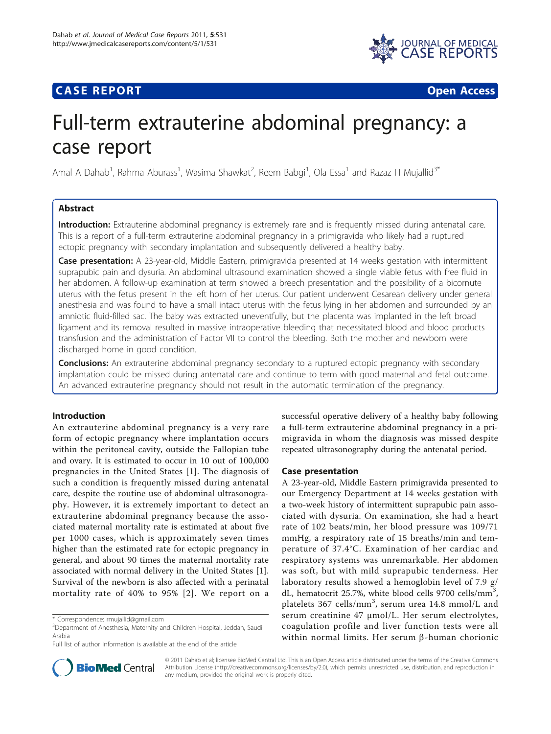# CASE REPORT

Open Access

# Full-term extrauterine abdominal pregnancy: a case report

Amal A Dahab[1], Rahma Aburass[1], Wasima Shawkat[2], Reem Babgi[1], Ola Essa[1] and Razaz H Mujallid[3*]

## Abstract

**Introduction:** Extrauterine abdominal pregnancy is extremely rare and is frequently missed during antenatal care. This is a report of a full-term extrauterine abdominal pregnancy in a primigravida who likely had a ruptured ectopic pregnancy with secondary implantation and subsequently delivered a healthy baby.

**Case presentation:** A 23-year-old, Middle Eastern, primigravida presented at 14 weeks gestation with intermittent suprapubic pain and dysuria. An abdominal ultrasound examination showed a single viable fetus with free fluid in her abdomen. A follow-up examination at term showed a breech presentation and the possibility of a bicornute uterus with the fetus present in the left horn of her uterus. Our patient underwent Cesarean delivery under general anesthesia and was found to have a small intact uterus with the fetus lying in her abdomen and surrounded by an amniotic fluid-filled sac. The baby was extracted uneventfully, but the placenta was implanted in the left broad ligament and its removal resulted in massive intraoperative bleeding that necessitated blood and blood products transfusion and the administration of Factor VII to control the bleeding. Both the mother and newborn were discharged home in good condition.

**Conclusions:** An extrauterine abdominal pregnancy secondary to a ruptured ectopic pregnancy with secondary implantation could be missed during antenatal care and continue to term with good maternal and fetal outcome. An advanced extrauterine pregnancy should not result in the automatic termination of the pregnancy.

## Introduction

An extrauterine abdominal pregnancy is a very rare form of ectopic pregnancy where implantation occurs within the peritoneal cavity, outside the Fallopian tube and ovary. It is estimated to occur in 10 out of 100,000 pregnancies in the United States [1]. The diagnosis of such a condition is frequently missed during antenatal care, despite the routine use of abdominal ultrasonography. However, it is extremely important to detect an extrauterine abdominal pregnancy because the associated maternal mortality rate is estimated at about five per 1000 cases, which is approximately seven times higher than the estimated rate for ectopic pregnancy in general, and about 90 times the maternal mortality rate associated with normal delivery in the United States [1]. Survival of the newborn is also affected with a perinatal mortality rate of 40% to 95% [2]. We report on a successful operative delivery of a healthy baby following a full-term extrauterine abdominal pregnancy in a primigravida in whom the diagnosis was missed despite repeated ultrasonography during the antenatal period.

## Case presentation

A 23-year-old, Middle Eastern primigravida presented to our Emergency Department at 14 weeks gestation with a two-week history of intermittent suprapubic pain associated with dysuria. On examination, she had a heart rate of 102 beats/min, her blood pressure was 109/71 mmHg, a respiratory rate of 15 breaths/min and temperature of 37.4°C. Examination of her cardiac and respiratory systems was unremarkable. Her abdomen was soft, but with mild suprapubic tenderness. Her laboratory results showed a hemoglobin level of 7.9 g/dL, hematocrit 25.7%, white blood cells 9700 cells/mm$^3$, platelets 367 cells/mm$^3$, serum urea 14.8 mmol/L and serum creatinine 47 μmol/L. Her serum electrolytes, coagulation profile and liver function tests were all within normal limits. Her serum β-human chorionic

\* Correspondence: rmujallid@gmail.com
[3]Department of Anesthesia, Maternity and Children Hospital, Jeddah, Saudi Arabia
Full list of author information is available at the end of the article

© 2011 Dahab et al; licensee BioMed Central Ltd. This is an Open Access article distributed under the terms of the Creative Commons Attribution License (http://creativecommons.org/licenses/by/2.0), which permits unrestricted use, distribution, and reproduction in any medium, provided the original work is properly cited.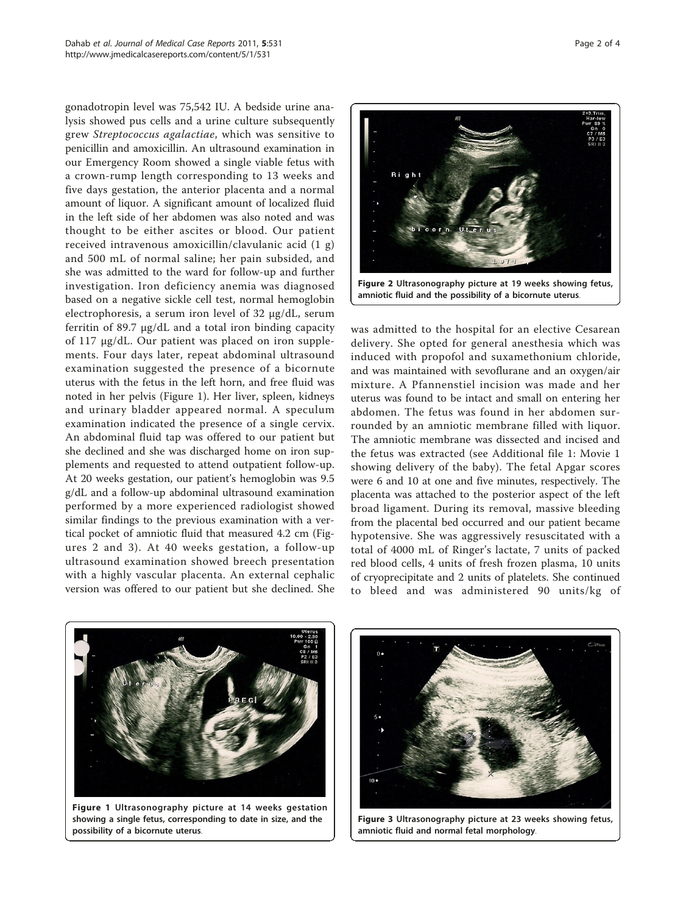gonadotropin level was 75,542 IU. A bedside urine analysis showed pus cells and a urine culture subsequently grew *Streptococcus agalactiae*, which was sensitive to penicillin and amoxicillin. An ultrasound examination in our Emergency Room showed a single viable fetus with a crown-rump length corresponding to 13 weeks and five days gestation, the anterior placenta and a normal amount of liquor. A significant amount of localized fluid in the left side of her abdomen was also noted and was thought to be either ascites or blood. Our patient received intravenous amoxicillin/clavulanic acid (1 g) and 500 mL of normal saline; her pain subsided, and she was admitted to the ward for follow-up and further investigation. Iron deficiency anemia was diagnosed based on a negative sickle cell test, normal hemoglobin electrophoresis, a serum iron level of 32 μg/dL, serum ferritin of 89.7 μg/dL and a total iron binding capacity of 117 μg/dL. Our patient was placed on iron supplements. Four days later, repeat abdominal ultrasound examination suggested the presence of a bicornute uterus with the fetus in the left horn, and free fluid was noted in her pelvis (Figure 1). Her liver, spleen, kidneys and urinary bladder appeared normal. A speculum examination indicated the presence of a single cervix. An abdominal fluid tap was offered to our patient but she declined and she was discharged home on iron supplements and requested to attend outpatient follow-up. At 20 weeks gestation, our patient's hemoglobin was 9.5 g/dL and a follow-up abdominal ultrasound examination performed by a more experienced radiologist showed similar findings to the previous examination with a vertical pocket of amniotic fluid that measured 4.2 cm (Figures 2 and 3). At 40 weeks gestation, a follow-up ultrasound examination showed breech presentation with a highly vascular placenta. An external cephalic version was offered to our patient but she declined. She was admitted to the hospital for an elective Cesarean delivery. She opted for general anesthesia which was induced with propofol and suxamethonium chloride, and was maintained with sevoflurane and an oxygen/air mixture. A Pfannenstiel incision was made and her uterus was found to be intact and small on entering her abdomen. The fetus was found in her abdomen surrounded by an amniotic membrane filled with liquor. The amniotic membrane was dissected and incised and the fetus was extracted (see Additional file 1: Movie 1 showing delivery of the baby). The fetal Apgar scores were 6 and 10 at one and five minutes, respectively. The placenta was attached to the posterior aspect of the left broad ligament. During its removal, massive bleeding from the placental bed occurred and our patient became hypotensive. She was aggressively resuscitated with a total of 4000 mL of Ringer's lactate, 7 units of packed red blood cells, 4 units of fresh frozen plasma, 10 units of cryoprecipitate and 2 units of platelets. She continued to bleed and was administered 90 units/kg of

**Figure 2 Ultrasonography picture at 19 weeks showing fetus, amniotic fluid and the possibility of a bicornute uterus.**

**Figure 1 Ultrasonography picture at 14 weeks gestation showing a single fetus, corresponding to date in size, and the possibility of a bicornute uterus.**

**Figure 3 Ultrasonography picture at 23 weeks showing fetus, amniotic fluid and normal fetal morphology.**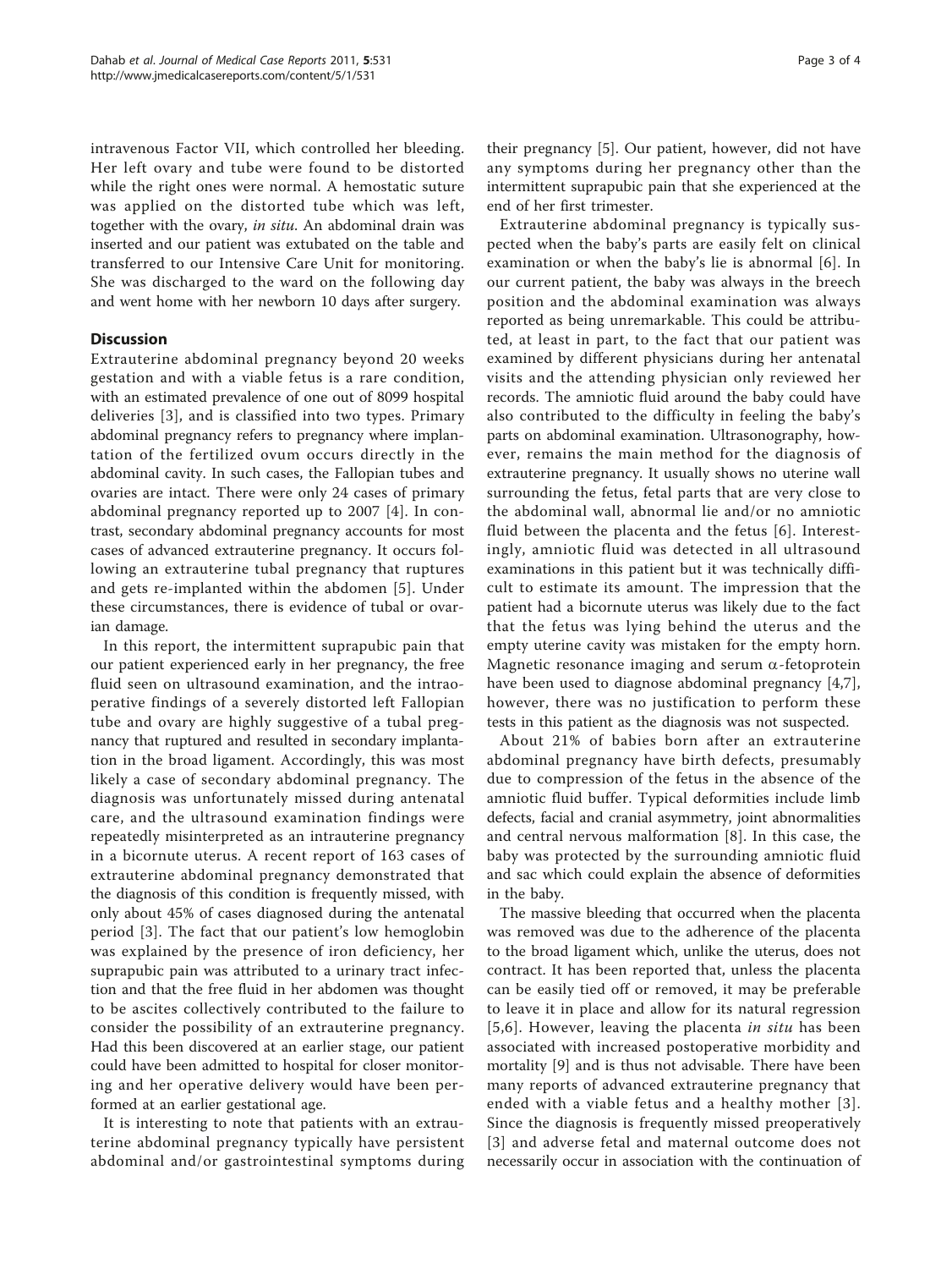intravenous Factor VII, which controlled her bleeding. Her left ovary and tube were found to be distorted while the right ones were normal. A hemostatic suture was applied on the distorted tube which was left, together with the ovary, *in situ*. An abdominal drain was inserted and our patient was extubated on the table and transferred to our Intensive Care Unit for monitoring. She was discharged to the ward on the following day and went home with her newborn 10 days after surgery.

## Discussion

Extrauterine abdominal pregnancy beyond 20 weeks gestation and with a viable fetus is a rare condition, with an estimated prevalence of one out of 8099 hospital deliveries [3], and is classified into two types. Primary abdominal pregnancy refers to pregnancy where implantation of the fertilized ovum occurs directly in the abdominal cavity. In such cases, the Fallopian tubes and ovaries are intact. There were only 24 cases of primary abdominal pregnancy reported up to 2007 [4]. In contrast, secondary abdominal pregnancy accounts for most cases of advanced extrauterine pregnancy. It occurs following an extrauterine tubal pregnancy that ruptures and gets re-implanted within the abdomen [5]. Under these circumstances, there is evidence of tubal or ovarian damage.

In this report, the intermittent suprapubic pain that our patient experienced early in her pregnancy, the free fluid seen on ultrasound examination, and the intraoperative findings of a severely distorted left Fallopian tube and ovary are highly suggestive of a tubal pregnancy that ruptured and resulted in secondary implantation in the broad ligament. Accordingly, this was most likely a case of secondary abdominal pregnancy. The diagnosis was unfortunately missed during antenatal care, and the ultrasound examination findings were repeatedly misinterpreted as an intrauterine pregnancy in a bicornute uterus. A recent report of 163 cases of extrauterine abdominal pregnancy demonstrated that the diagnosis of this condition is frequently missed, with only about 45% of cases diagnosed during the antenatal period [3]. The fact that our patient's low hemoglobin was explained by the presence of iron deficiency, her suprapubic pain was attributed to a urinary tract infection and that the free fluid in her abdomen was thought to be ascites collectively contributed to the failure to consider the possibility of an extrauterine pregnancy. Had this been discovered at an earlier stage, our patient could have been admitted to hospital for closer monitoring and her operative delivery would have been performed at an earlier gestational age.

It is interesting to note that patients with an extrauterine abdominal pregnancy typically have persistent abdominal and/or gastrointestinal symptoms during their pregnancy [5]. Our patient, however, did not have any symptoms during her pregnancy other than the intermittent suprapubic pain that she experienced at the end of her first trimester.

Extrauterine abdominal pregnancy is typically suspected when the baby's parts are easily felt on clinical examination or when the baby's lie is abnormal [6]. In our current patient, the baby was always in the breech position and the abdominal examination was always reported as being unremarkable. This could be attributed, at least in part, to the fact that our patient was examined by different physicians during her antenatal visits and the attending physician only reviewed her records. The amniotic fluid around the baby could have also contributed to the difficulty in feeling the baby's parts on abdominal examination. Ultrasonography, however, remains the main method for the diagnosis of extrauterine pregnancy. It usually shows no uterine wall surrounding the fetus, fetal parts that are very close to the abdominal wall, abnormal lie and/or no amniotic fluid between the placenta and the fetus [6]. Interestingly, amniotic fluid was detected in all ultrasound examinations in this patient but it was technically difficult to estimate its amount. The impression that the patient had a bicornute uterus was likely due to the fact that the fetus was lying behind the uterus and the empty uterine cavity was mistaken for the empty horn. Magnetic resonance imaging and serum $\alpha$-fetoprotein have been used to diagnose abdominal pregnancy [4,7], however, there was no justification to perform these tests in this patient as the diagnosis was not suspected.

About 21% of babies born after an extrauterine abdominal pregnancy have birth defects, presumably due to compression of the fetus in the absence of the amniotic fluid buffer. Typical deformities include limb defects, facial and cranial asymmetry, joint abnormalities and central nervous malformation [8]. In this case, the baby was protected by the surrounding amniotic fluid and sac which could explain the absence of deformities in the baby.

The massive bleeding that occurred when the placenta was removed was due to the adherence of the placenta to the broad ligament which, unlike the uterus, does not contract. It has been reported that, unless the placenta can be easily tied off or removed, it may be preferable to leave it in place and allow for its natural regression [5,6]. However, leaving the placenta *in situ* has been associated with increased postoperative morbidity and mortality [9] and is thus not advisable. There have been many reports of advanced extrauterine pregnancy that ended with a viable fetus and a healthy mother [3]. Since the diagnosis is frequently missed preoperatively [3] and adverse fetal and maternal outcome does not necessarily occur in association with the continuation of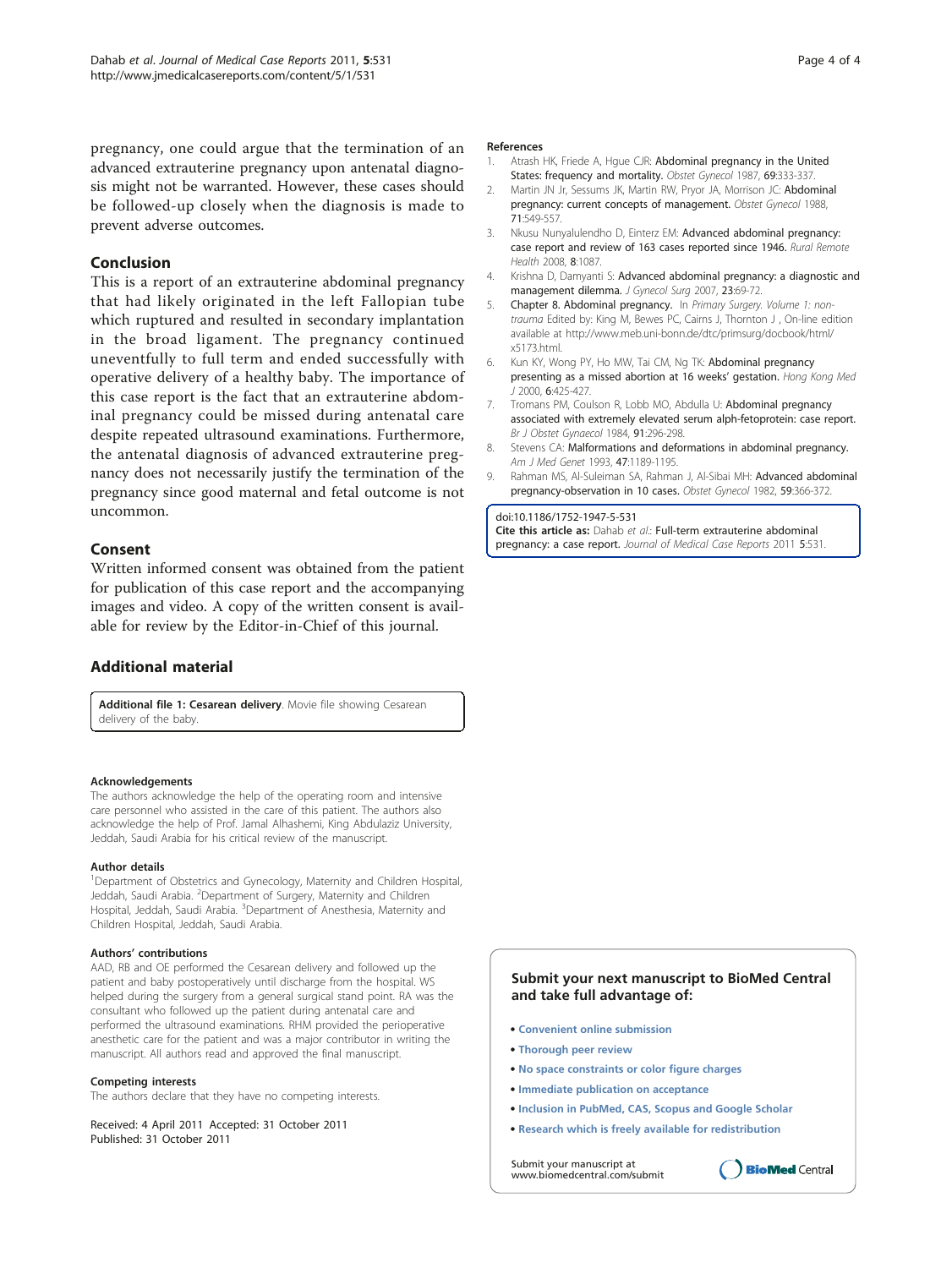pregnancy, one could argue that the termination of an advanced extrauterine pregnancy upon antenatal diagnosis might not be warranted. However, these cases should be followed-up closely when the diagnosis is made to prevent adverse outcomes.

## Conclusion

This is a report of an extrauterine abdominal pregnancy that had likely originated in the left Fallopian tube which ruptured and resulted in secondary implantation in the broad ligament. The pregnancy continued uneventfully to full term and ended successfully with operative delivery of a healthy baby. The importance of this case report is the fact that an extrauterine abdominal pregnancy could be missed during antenatal care despite repeated ultrasound examinations. Furthermore, the antenatal diagnosis of advanced extrauterine pregnancy does not necessarily justify the termination of the pregnancy since good maternal and fetal outcome is not uncommon.

## Consent

Written informed consent was obtained from the patient for publication of this case report and the accompanying images and video. A copy of the written consent is available for review by the Editor-in-Chief of this journal.

## Additional material

**Additional file 1: Cesarean delivery**. Movie file showing Cesarean delivery of the baby.

#### Acknowledgements

The authors acknowledge the help of the operating room and intensive care personnel who assisted in the care of this patient. The authors also acknowledge the help of Prof. Jamal Alhashemi, King Abdulaziz University, Jeddah, Saudi Arabia for his critical review of the manuscript.

#### Author details

[1]Department of Obstetrics and Gynecology, Maternity and Children Hospital, Jeddah, Saudi Arabia. [2]Department of Surgery, Maternity and Children Hospital, Jeddah, Saudi Arabia. [3]Department of Anesthesia, Maternity and Children Hospital, Jeddah, Saudi Arabia.

#### Authors' contributions

AAD, RB and OE performed the Cesarean delivery and followed up the patient and baby postoperatively until discharge from the hospital. WS helped during the surgery from a general surgical stand point. RA was the consultant who followed up the patient during antenatal care and performed the ultrasound examinations. RHM provided the perioperative anesthetic care for the patient and was a major contributor in writing the manuscript. All authors read and approved the final manuscript.

#### Competing interests

The authors declare that they have no competing interests.

Received: 4 April 2011 Accepted: 31 October 2011
Published: 31 October 2011

#### References

1. Atrash HK, Friede A, Hgue CJR: **Abdominal pregnancy in the United States: frequency and mortality.** *Obstet Gynecol* 1987, **69**:333-337.
2. Martin JN Jr, Sessums JK, Martin RW, Pryor JA, Morrison JC: **Abdominal pregnancy: current concepts of management.** *Obstet Gynecol* 1988, **71**:549-557.
3. Nkusu Nunyalulendho D, Einterz EM: **Advanced abdominal pregnancy: case report and review of 163 cases reported since 1946.** *Rural Remote Health* 2008, **8**:1087.
4. Krishna D, Damyanti S: **Advanced abdominal pregnancy: a diagnostic and management dilemma.** *J Gynecol Surg* 2007, **23**:69-72.
5. **Chapter 8. Abdominal pregnancy.** In *Primary Surgery. Volume 1: non-trauma* Edited by: King M, Bewes PC, Cairns J, Thornton J , On-line edition available at http://www.meb.uni-bonn.de/dtc/primsurg/docbook/html/x5173.html.
6. Kun KY, Wong PY, Ho MW, Tai CM, Ng TK: **Abdominal pregnancy presenting as a missed abortion at 16 weeks' gestation.** *Hong Kong Med J* 2000, **6**:425-427.
7. Tromans PM, Coulson R, Lobb MO, Abdulla U: **Abdominal pregnancy associated with extremely elevated serum alph-fetoprotein: case report.** *Br J Obstet Gynaecol* 1984, **91**:296-298.
8. Stevens CA: **Malformations and deformations in abdominal pregnancy.** *Am J Med Genet* 1993, **47**:1189-1195.
9. Rahman MS, Al-Suleiman SA, Rahman J, Al-Sibai MH: **Advanced abdominal pregnancy-observation in 10 cases.** *Obstet Gynecol* 1982, **59**:366-372.

doi:10.1186/1752-1947-5-531
**Cite this article as:** Dahab *et al.*: Full-term extrauterine abdominal pregnancy: a case report. *Journal of Medical Case Reports* 2011 **5**:531.